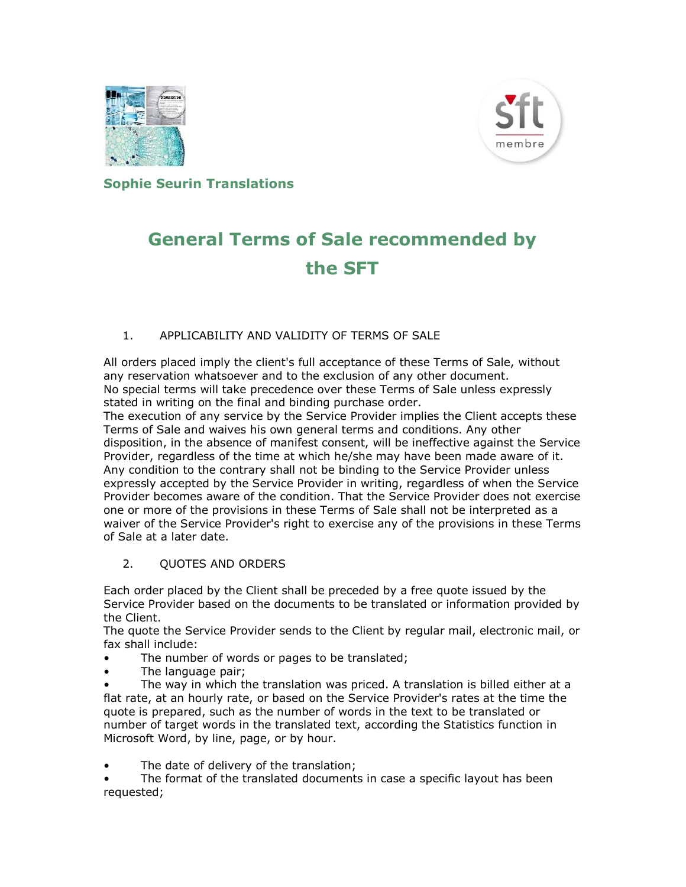**Sophie Seurin Translations**

# General Terms of Sale recommended by the SFT

## 1. APPLICABILITY AND VALIDITY OF TERMS OF SALE

All orders placed imply the client's full acceptance of these Terms of Sale, without any reservation whatsoever and to the exclusion of any other document.
No special terms will take precedence over these Terms of Sale unless expressly stated in writing on the final and binding purchase order.
The execution of any service by the Service Provider implies the Client accepts these Terms of Sale and waives his own general terms and conditions. Any other disposition, in the absence of manifest consent, will be ineffective against the Service Provider, regardless of the time at which he/she may have been made aware of it. Any condition to the contrary shall not be binding to the Service Provider unless expressly accepted by the Service Provider in writing, regardless of when the Service Provider becomes aware of the condition. That the Service Provider does not exercise one or more of the provisions in these Terms of Sale shall not be interpreted as a waiver of the Service Provider's right to exercise any of the provisions in these Terms of Sale at a later date.

## 2. QUOTES AND ORDERS

Each order placed by the Client shall be preceded by a free quote issued by the Service Provider based on the documents to be translated or information provided by the Client.
The quote the Service Provider sends to the Client by regular mail, electronic mail, or fax shall include:

- The number of words or pages to be translated;
- The language pair;
- The way in which the translation was priced. A translation is billed either at a flat rate, at an hourly rate, or based on the Service Provider's rates at the time the quote is prepared, such as the number of words in the text to be translated or number of target words in the translated text, according the Statistics function in Microsoft Word, by line, page, or by hour.
- The date of delivery of the translation;
- The format of the translated documents in case a specific layout has been requested;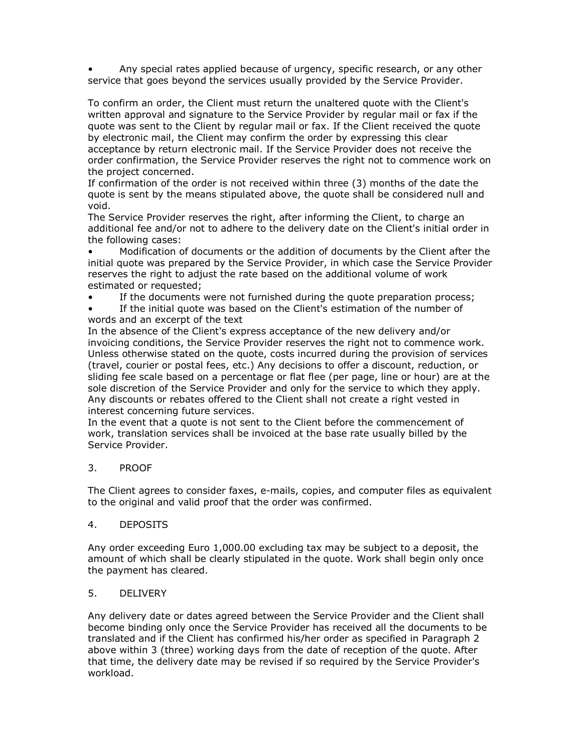- Any special rates applied because of urgency, specific research, or any other service that goes beyond the services usually provided by the Service Provider.

To confirm an order, the Client must return the unaltered quote with the Client's written approval and signature to the Service Provider by regular mail or fax if the quote was sent to the Client by regular mail or fax. If the Client received the quote by electronic mail, the Client may confirm the order by expressing this clear acceptance by return electronic mail. If the Service Provider does not receive the order confirmation, the Service Provider reserves the right not to commence work on the project concerned.
If confirmation of the order is not received within three (3) months of the date the quote is sent by the means stipulated above, the quote shall be considered null and void.
The Service Provider reserves the right, after informing the Client, to charge an additional fee and/or not to adhere to the delivery date on the Client's initial order in the following cases:

- Modification of documents or the addition of documents by the Client after the initial quote was prepared by the Service Provider, in which case the Service Provider reserves the right to adjust the rate based on the additional volume of work estimated or requested;
- If the documents were not furnished during the quote preparation process;
- If the initial quote was based on the Client's estimation of the number of words and an excerpt of the text

In the absence of the Client's express acceptance of the new delivery and/or invoicing conditions, the Service Provider reserves the right not to commence work.
Unless otherwise stated on the quote, costs incurred during the provision of services (travel, courier or postal fees, etc.) Any decisions to offer a discount, reduction, or sliding fee scale based on a percentage or flat flee (per page, line or hour) are at the sole discretion of the Service Provider and only for the service to which they apply. Any discounts or rebates offered to the Client shall not create a right vested in interest concerning future services.
In the event that a quote is not sent to the Client before the commencement of work, translation services shall be invoiced at the base rate usually billed by the Service Provider.

## 3. PROOF

The Client agrees to consider faxes, e-mails, copies, and computer files as equivalent to the original and valid proof that the order was confirmed.

## 4. DEPOSITS

Any order exceeding Euro 1,000.00 excluding tax may be subject to a deposit, the amount of which shall be clearly stipulated in the quote. Work shall begin only once the payment has cleared.

## 5. DELIVERY

Any delivery date or dates agreed between the Service Provider and the Client shall become binding only once the Service Provider has received all the documents to be translated and if the Client has confirmed his/her order as specified in Paragraph 2 above within 3 (three) working days from the date of reception of the quote. After that time, the delivery date may be revised if so required by the Service Provider's workload.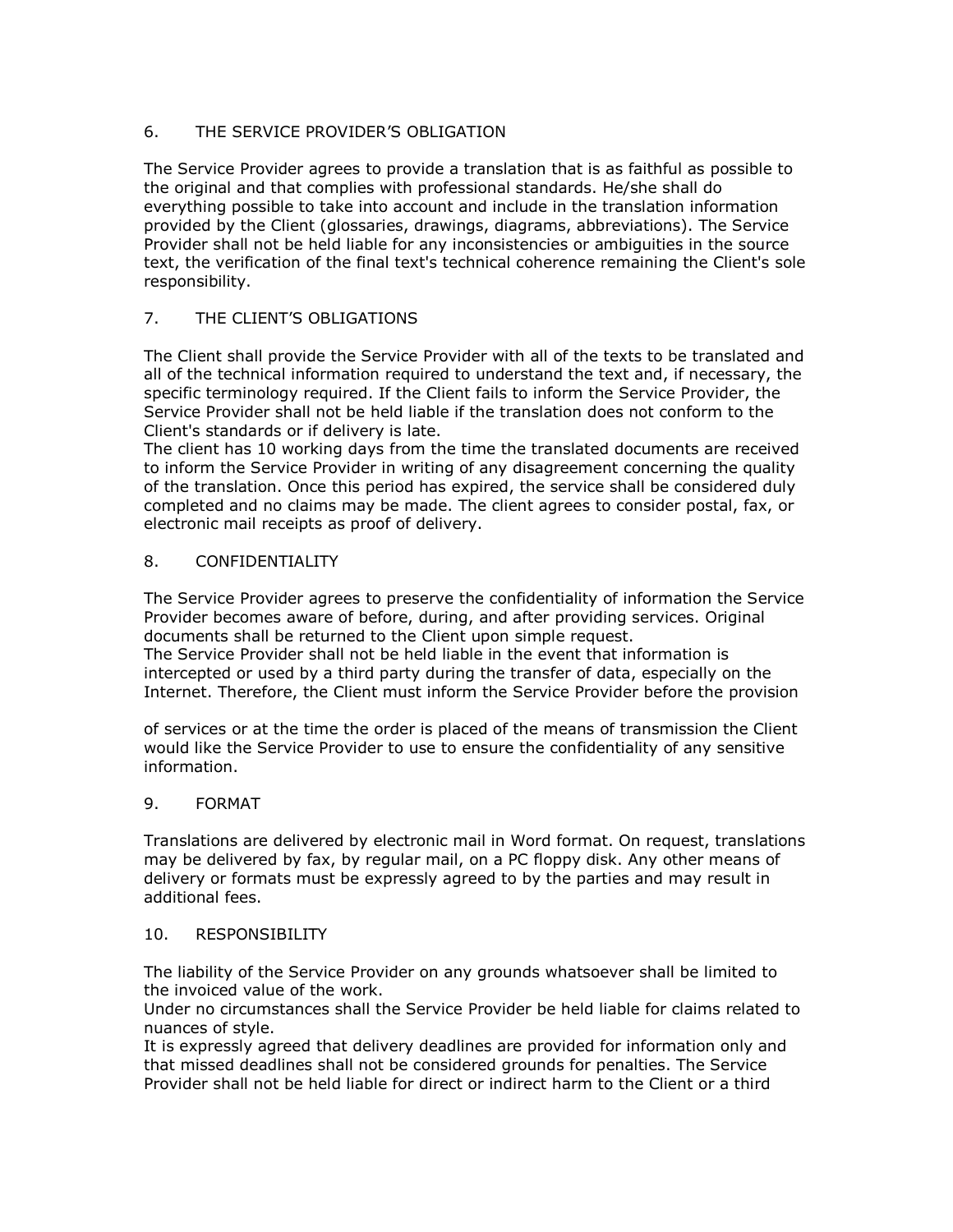## 6. THE SERVICE PROVIDER'S OBLIGATION

The Service Provider agrees to provide a translation that is as faithful as possible to the original and that complies with professional standards. He/she shall do everything possible to take into account and include in the translation information provided by the Client (glossaries, drawings, diagrams, abbreviations). The Service Provider shall not be held liable for any inconsistencies or ambiguities in the source text, the verification of the final text's technical coherence remaining the Client's sole responsibility.

## 7. THE CLIENT'S OBLIGATIONS

The Client shall provide the Service Provider with all of the texts to be translated and all of the technical information required to understand the text and, if necessary, the specific terminology required. If the Client fails to inform the Service Provider, the Service Provider shall not be held liable if the translation does not conform to the Client's standards or if delivery is late.

The client has 10 working days from the time the translated documents are received to inform the Service Provider in writing of any disagreement concerning the quality of the translation. Once this period has expired, the service shall be considered duly completed and no claims may be made. The client agrees to consider postal, fax, or electronic mail receipts as proof of delivery.

## 8. CONFIDENTIALITY

The Service Provider agrees to preserve the confidentiality of information the Service Provider becomes aware of before, during, and after providing services. Original documents shall be returned to the Client upon simple request.

The Service Provider shall not be held liable in the event that information is intercepted or used by a third party during the transfer of data, especially on the Internet. Therefore, the Client must inform the Service Provider before the provision of services or at the time the order is placed of the means of transmission the Client would like the Service Provider to use to ensure the confidentiality of any sensitive information.

## 9. FORMAT

Translations are delivered by electronic mail in Word format. On request, translations may be delivered by fax, by regular mail, on a PC floppy disk. Any other means of delivery or formats must be expressly agreed to by the parties and may result in additional fees.

## 10. RESPONSIBILITY

The liability of the Service Provider on any grounds whatsoever shall be limited to the invoiced value of the work.

Under no circumstances shall the Service Provider be held liable for claims related to nuances of style.

It is expressly agreed that delivery deadlines are provided for information only and that missed deadlines shall not be considered grounds for penalties. The Service Provider shall not be held liable for direct or indirect harm to the Client or a third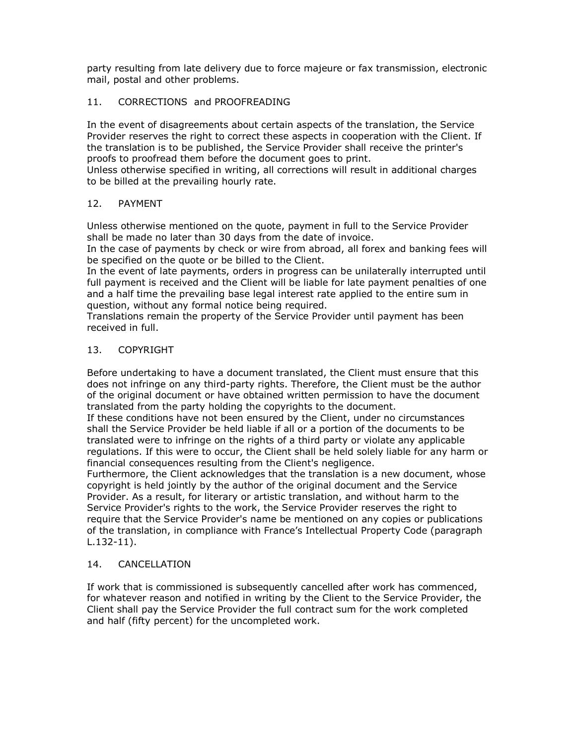party resulting from late delivery due to force majeure or fax transmission, electronic mail, postal and other problems.

## 11. CORRECTIONS and PROOFREADING

In the event of disagreements about certain aspects of the translation, the Service Provider reserves the right to correct these aspects in cooperation with the Client. If the translation is to be published, the Service Provider shall receive the printer's proofs to proofread them before the document goes to print.
Unless otherwise specified in writing, all corrections will result in additional charges to be billed at the prevailing hourly rate.

## 12. PAYMENT

Unless otherwise mentioned on the quote, payment in full to the Service Provider shall be made no later than 30 days from the date of invoice.
In the case of payments by check or wire from abroad, all forex and banking fees will be specified on the quote or be billed to the Client.
In the event of late payments, orders in progress can be unilaterally interrupted until full payment is received and the Client will be liable for late payment penalties of one and a half time the prevailing base legal interest rate applied to the entire sum in question, without any formal notice being required.
Translations remain the property of the Service Provider until payment has been received in full.

## 13. COPYRIGHT

Before undertaking to have a document translated, the Client must ensure that this does not infringe on any third-party rights. Therefore, the Client must be the author of the original document or have obtained written permission to have the document translated from the party holding the copyrights to the document.
If these conditions have not been ensured by the Client, under no circumstances shall the Service Provider be held liable if all or a portion of the documents to be translated were to infringe on the rights of a third party or violate any applicable regulations. If this were to occur, the Client shall be held solely liable for any harm or financial consequences resulting from the Client's negligence.
Furthermore, the Client acknowledges that the translation is a new document, whose copyright is held jointly by the author of the original document and the Service Provider. As a result, for literary or artistic translation, and without harm to the Service Provider's rights to the work, the Service Provider reserves the right to require that the Service Provider's name be mentioned on any copies or publications of the translation, in compliance with France's Intellectual Property Code (paragraph L.132-11).

## 14. CANCELLATION

If work that is commissioned is subsequently cancelled after work has commenced, for whatever reason and notified in writing by the Client to the Service Provider, the Client shall pay the Service Provider the full contract sum for the work completed and half (fifty percent) for the uncompleted work.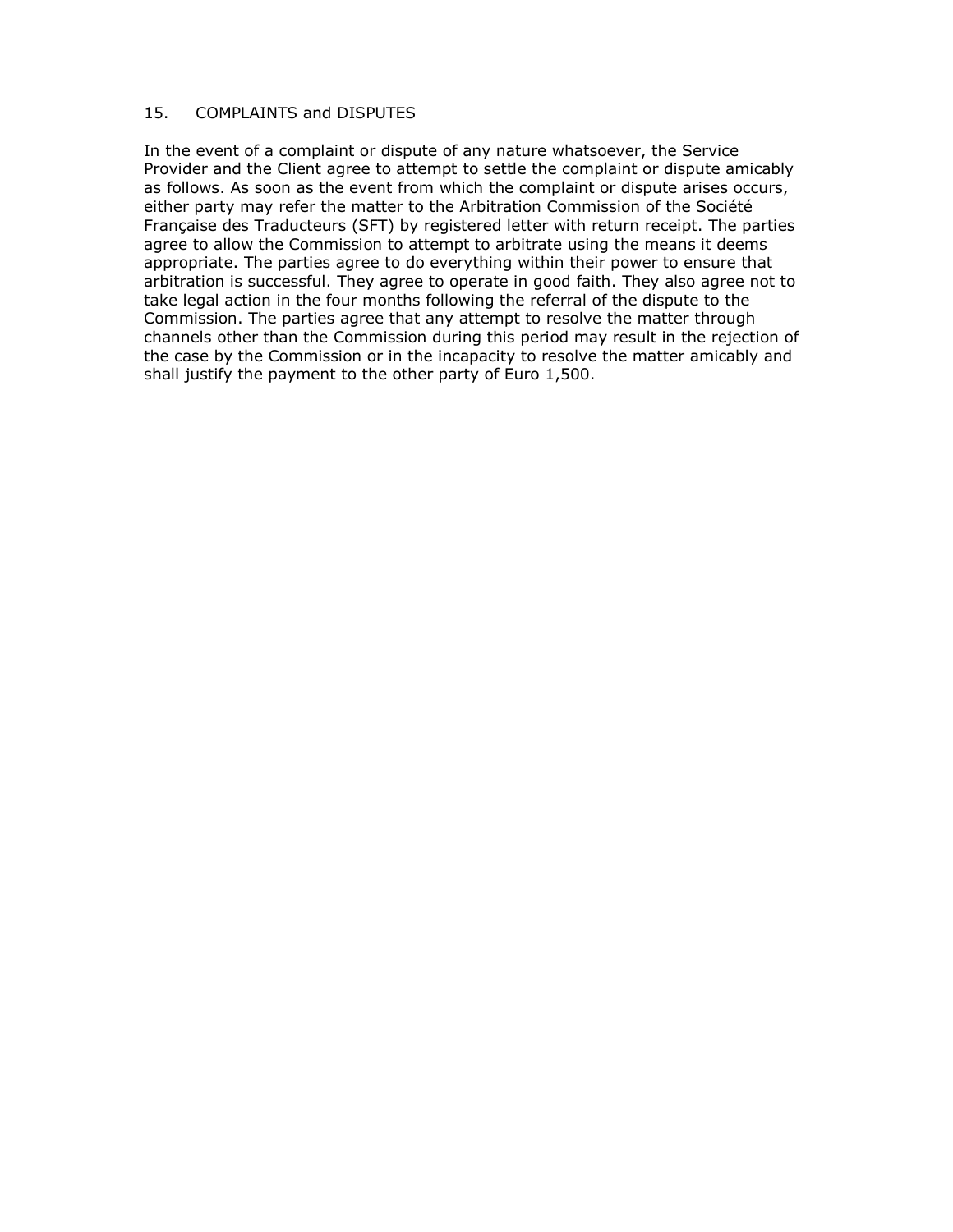## 15. COMPLAINTS and DISPUTES

In the event of a complaint or dispute of any nature whatsoever, the Service Provider and the Client agree to attempt to settle the complaint or dispute amicably as follows. As soon as the event from which the complaint or dispute arises occurs, either party may refer the matter to the Arbitration Commission of the Société Française des Traducteurs (SFT) by registered letter with return receipt. The parties agree to allow the Commission to attempt to arbitrate using the means it deems appropriate. The parties agree to do everything within their power to ensure that arbitration is successful. They agree to operate in good faith. They also agree not to take legal action in the four months following the referral of the dispute to the Commission. The parties agree that any attempt to resolve the matter through channels other than the Commission during this period may result in the rejection of the case by the Commission or in the incapacity to resolve the matter amicably and shall justify the payment to the other party of Euro 1,500.